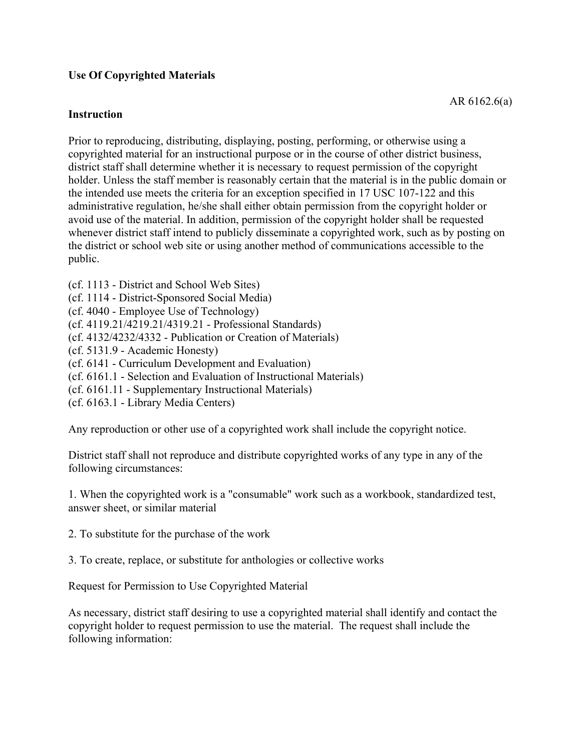**Use Of Copyrighted Materials**

AR 6162.6(a)

**Instruction**

Prior to reproducing, distributing, displaying, posting, performing, or otherwise using a copyrighted material for an instructional purpose or in the course of other district business, district staff shall determine whether it is necessary to request permission of the copyright holder. Unless the staff member is reasonably certain that the material is in the public domain or the intended use meets the criteria for an exception specified in 17 USC 107-122 and this administrative regulation, he/she shall either obtain permission from the copyright holder or avoid use of the material. In addition, permission of the copyright holder shall be requested whenever district staff intend to publicly disseminate a copyrighted work, such as by posting on the district or school web site or using another method of communications accessible to the public.

(cf. 1113 - District and School Web Sites)
(cf. 1114 - District-Sponsored Social Media)
(cf. 4040 - Employee Use of Technology)
(cf. 4119.21/4219.21/4319.21 - Professional Standards)
(cf. 4132/4232/4332 - Publication or Creation of Materials)
(cf. 5131.9 - Academic Honesty)
(cf. 6141 - Curriculum Development and Evaluation)
(cf. 6161.1 - Selection and Evaluation of Instructional Materials)
(cf. 6161.11 - Supplementary Instructional Materials)
(cf. 6163.1 - Library Media Centers)

Any reproduction or other use of a copyrighted work shall include the copyright notice.

District staff shall not reproduce and distribute copyrighted works of any type in any of the following circumstances:

1. When the copyrighted work is a "consumable" work such as a workbook, standardized test, answer sheet, or similar material

2. To substitute for the purchase of the work

3. To create, replace, or substitute for anthologies or collective works

Request for Permission to Use Copyrighted Material

As necessary, district staff desiring to use a copyrighted material shall identify and contact the copyright holder to request permission to use the material. The request shall include the following information: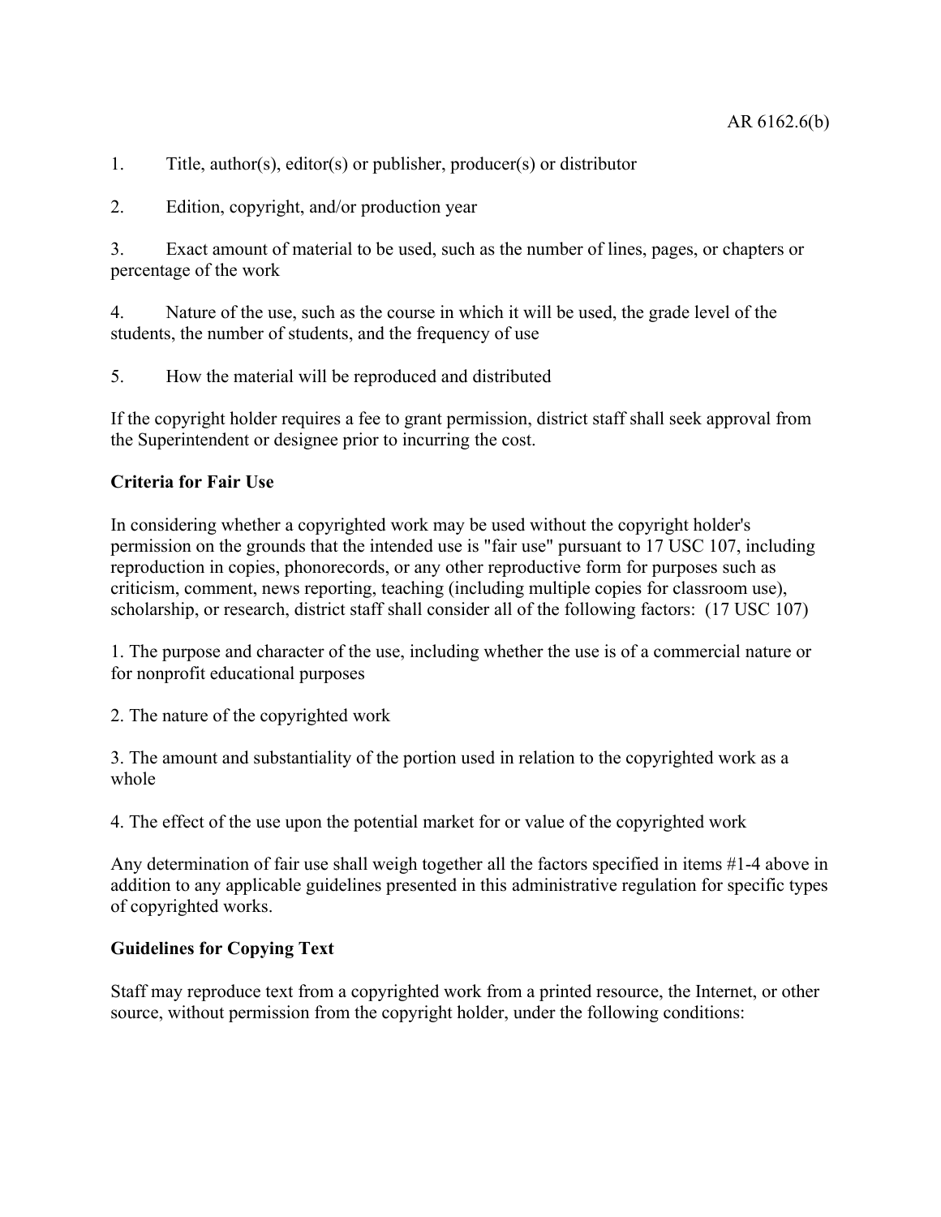1. Title, author(s), editor(s) or publisher, producer(s) or distributor
2. Edition, copyright, and/or production year
3. Exact amount of material to be used, such as the number of lines, pages, or chapters or percentage of the work
4. Nature of the use, such as the course in which it will be used, the grade level of the students, the number of students, and the frequency of use
5. How the material will be reproduced and distributed

If the copyright holder requires a fee to grant permission, district staff shall seek approval from the Superintendent or designee prior to incurring the cost.

**Criteria for Fair Use**

In considering whether a copyrighted work may be used without the copyright holder's permission on the grounds that the intended use is "fair use" pursuant to 17 USC 107, including reproduction in copies, phonorecords, or any other reproductive form for purposes such as criticism, comment, news reporting, teaching (including multiple copies for classroom use), scholarship, or research, district staff shall consider all of the following factors: (17 USC 107)

1. The purpose and character of the use, including whether the use is of a commercial nature or for nonprofit educational purposes
2. The nature of the copyrighted work
3. The amount and substantiality of the portion used in relation to the copyrighted work as a whole
4. The effect of the use upon the potential market for or value of the copyrighted work

Any determination of fair use shall weigh together all the factors specified in items #1-4 above in addition to any applicable guidelines presented in this administrative regulation for specific types of copyrighted works.

**Guidelines for Copying Text**

Staff may reproduce text from a copyrighted work from a printed resource, the Internet, or other source, without permission from the copyright holder, under the following conditions: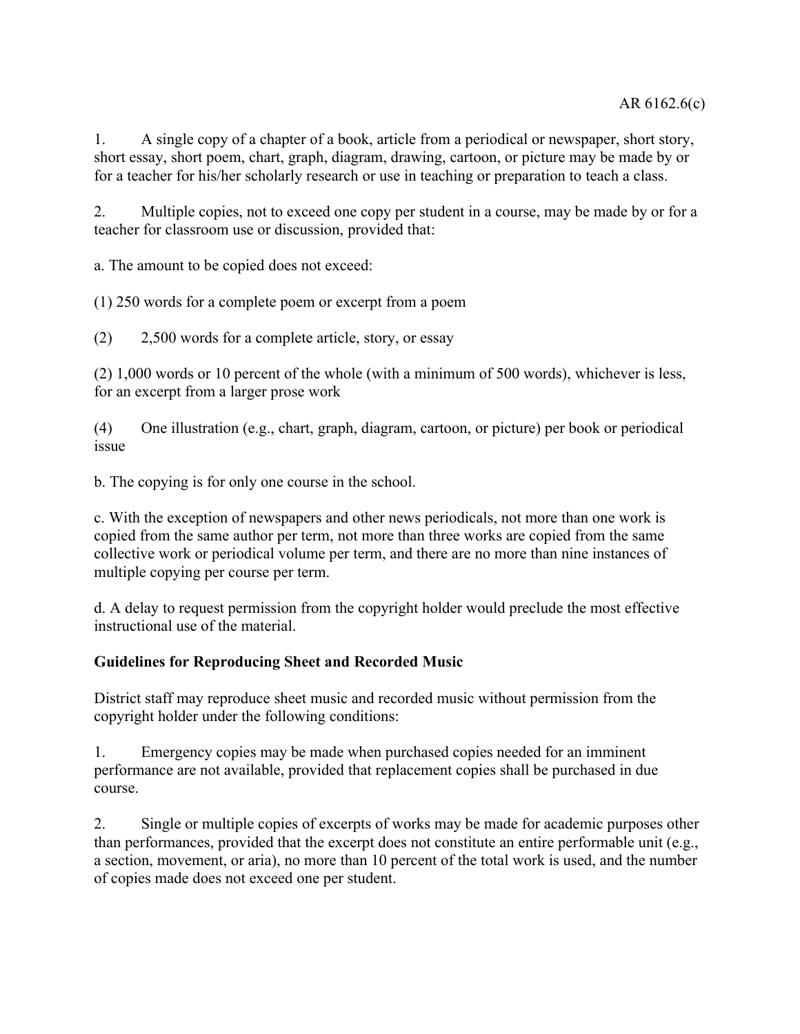1. A single copy of a chapter of a book, article from a periodical or newspaper, short story, short essay, short poem, chart, graph, diagram, drawing, cartoon, or picture may be made by or for a teacher for his/her scholarly research or use in teaching or preparation to teach a class.

2. Multiple copies, not to exceed one copy per student in a course, may be made by or for a teacher for classroom use or discussion, provided that:

a. The amount to be copied does not exceed:

(1) 250 words for a complete poem or excerpt from a poem

(2) 2,500 words for a complete article, story, or essay

(2) 1,000 words or 10 percent of the whole (with a minimum of 500 words), whichever is less, for an excerpt from a larger prose work

(4) One illustration (e.g., chart, graph, diagram, cartoon, or picture) per book or periodical issue

b. The copying is for only one course in the school.

c. With the exception of newspapers and other news periodicals, not more than one work is copied from the same author per term, not more than three works are copied from the same collective work or periodical volume per term, and there are no more than nine instances of multiple copying per course per term.

d. A delay to request permission from the copyright holder would preclude the most effective instructional use of the material.

**Guidelines for Reproducing Sheet and Recorded Music**

District staff may reproduce sheet music and recorded music without permission from the copyright holder under the following conditions:

1. Emergency copies may be made when purchased copies needed for an imminent performance are not available, provided that replacement copies shall be purchased in due course.

2. Single or multiple copies of excerpts of works may be made for academic purposes other than performances, provided that the excerpt does not constitute an entire performable unit (e.g., a section, movement, or aria), no more than 10 percent of the total work is used, and the number of copies made does not exceed one per student.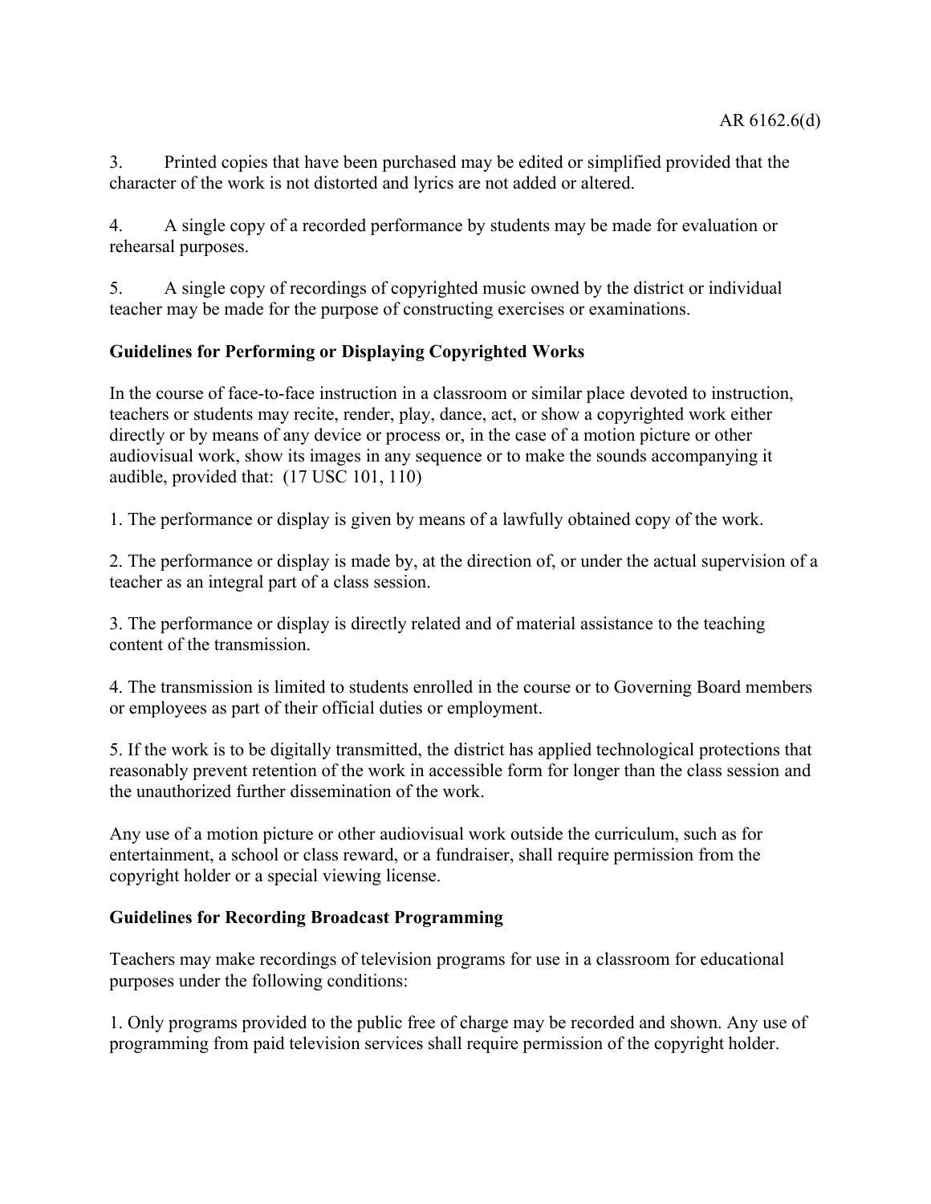3. Printed copies that have been purchased may be edited or simplified provided that the character of the work is not distorted and lyrics are not added or altered.

4. A single copy of a recorded performance by students may be made for evaluation or rehearsal purposes.

5. A single copy of recordings of copyrighted music owned by the district or individual teacher may be made for the purpose of constructing exercises or examinations.

**Guidelines for Performing or Displaying Copyrighted Works**

In the course of face-to-face instruction in a classroom or similar place devoted to instruction, teachers or students may recite, render, play, dance, act, or show a copyrighted work either directly or by means of any device or process or, in the case of a motion picture or other audiovisual work, show its images in any sequence or to make the sounds accompanying it audible, provided that: (17 USC 101, 110)

1. The performance or display is given by means of a lawfully obtained copy of the work.

2. The performance or display is made by, at the direction of, or under the actual supervision of a teacher as an integral part of a class session.

3. The performance or display is directly related and of material assistance to the teaching content of the transmission.

4. The transmission is limited to students enrolled in the course or to Governing Board members or employees as part of their official duties or employment.

5. If the work is to be digitally transmitted, the district has applied technological protections that reasonably prevent retention of the work in accessible form for longer than the class session and the unauthorized further dissemination of the work.

Any use of a motion picture or other audiovisual work outside the curriculum, such as for entertainment, a school or class reward, or a fundraiser, shall require permission from the copyright holder or a special viewing license.

**Guidelines for Recording Broadcast Programming**

Teachers may make recordings of television programs for use in a classroom for educational purposes under the following conditions:

1. Only programs provided to the public free of charge may be recorded and shown. Any use of programming from paid television services shall require permission of the copyright holder.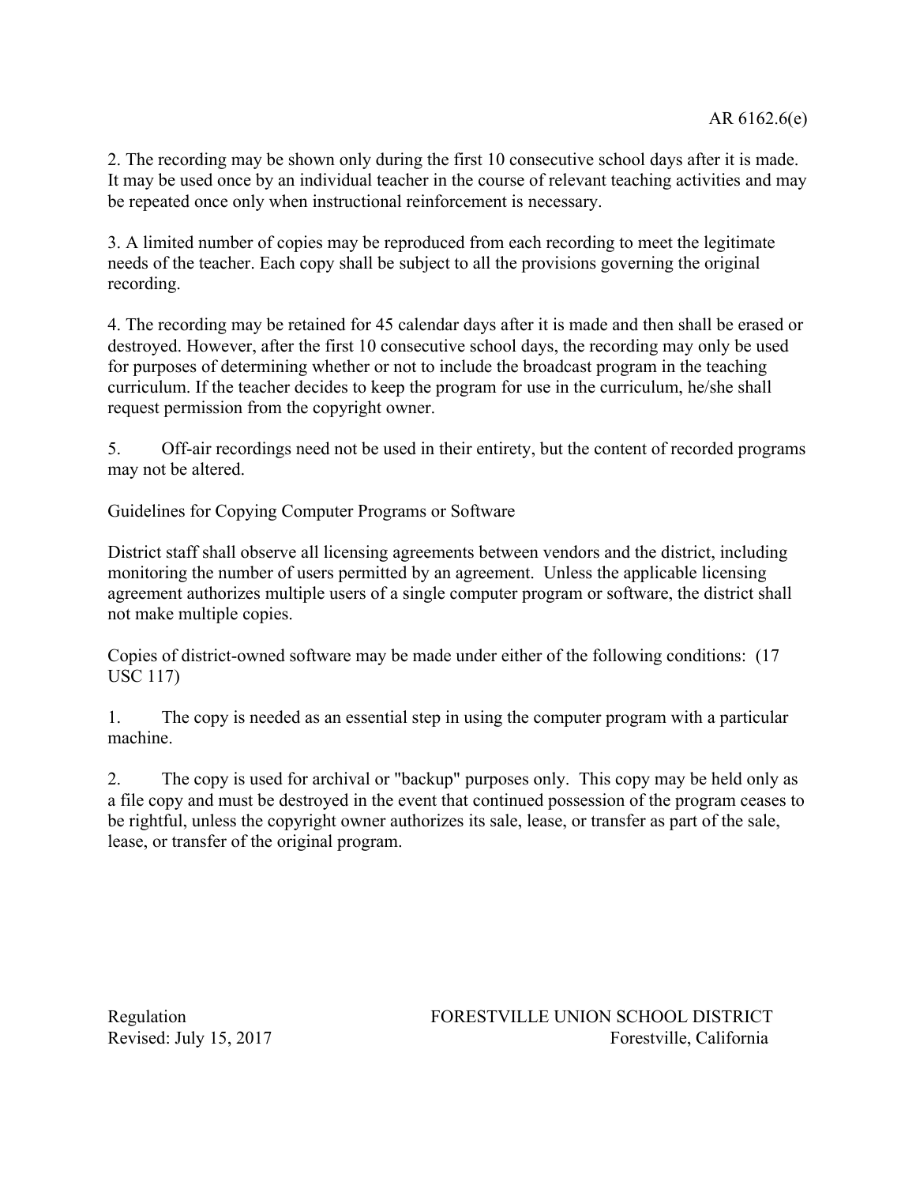2. The recording may be shown only during the first 10 consecutive school days after it is made. It may be used once by an individual teacher in the course of relevant teaching activities and may be repeated once only when instructional reinforcement is necessary.

3. A limited number of copies may be reproduced from each recording to meet the legitimate needs of the teacher. Each copy shall be subject to all the provisions governing the original recording.

4. The recording may be retained for 45 calendar days after it is made and then shall be erased or destroyed. However, after the first 10 consecutive school days, the recording may only be used for purposes of determining whether or not to include the broadcast program in the teaching curriculum. If the teacher decides to keep the program for use in the curriculum, he/she shall request permission from the copyright owner.

5. Off-air recordings need not be used in their entirety, but the content of recorded programs may not be altered.

Guidelines for Copying Computer Programs or Software

District staff shall observe all licensing agreements between vendors and the district, including monitoring the number of users permitted by an agreement. Unless the applicable licensing agreement authorizes multiple users of a single computer program or software, the district shall not make multiple copies.

Copies of district-owned software may be made under either of the following conditions: (17 USC 117)

1. The copy is needed as an essential step in using the computer program with a particular machine.

2. The copy is used for archival or "backup" purposes only. This copy may be held only as a file copy and must be destroyed in the event that continued possession of the program ceases to be rightful, unless the copyright owner authorizes its sale, lease, or transfer as part of the sale, lease, or transfer of the original program.

Regulation
Revised: July 15, 2017

FORESTVILLE UNION SCHOOL DISTRICT
Forestville, California